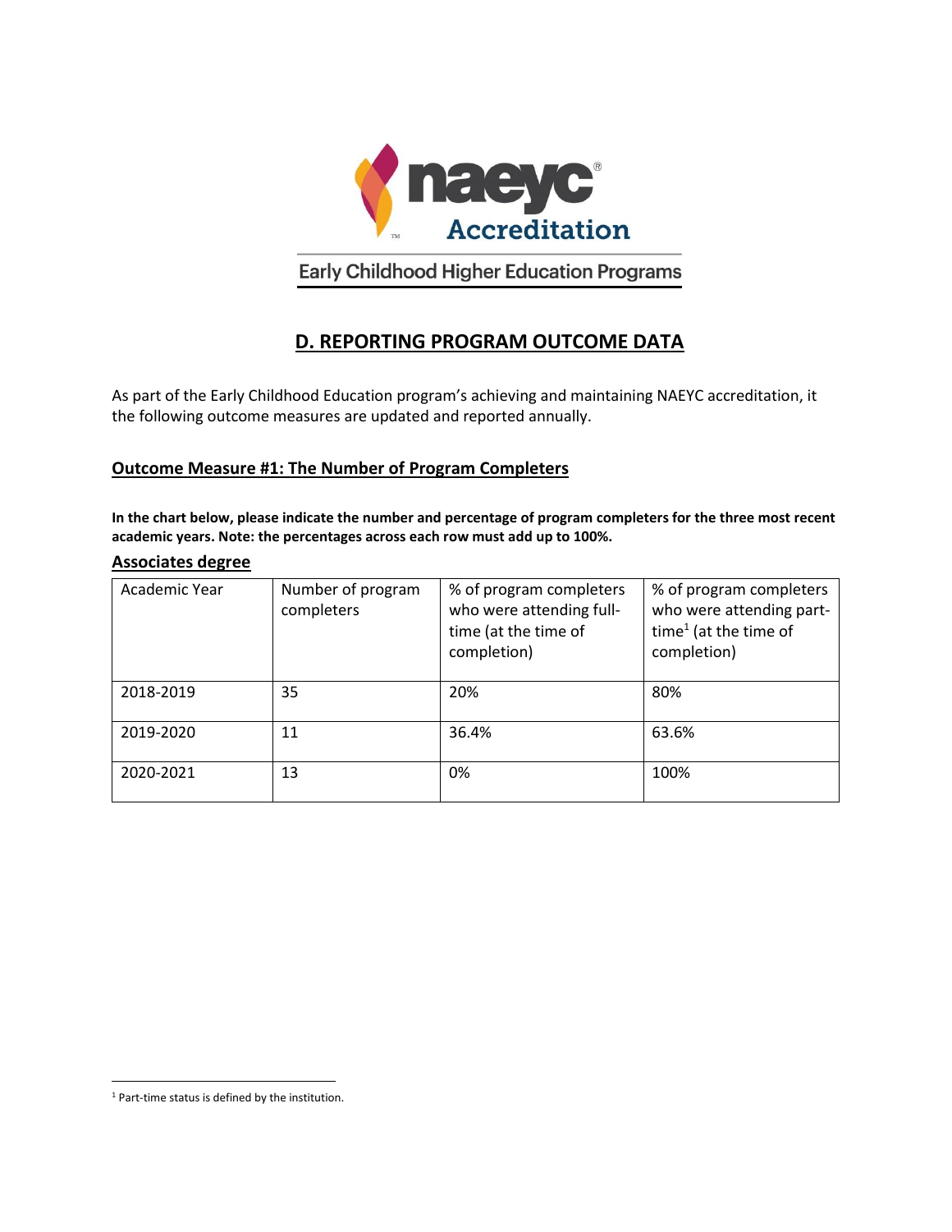naeyc® Accreditation

Early Childhood Higher Education Programs

# D. REPORTING PROGRAM OUTCOME DATA

As part of the Early Childhood Education program's achieving and maintaining NAEYC accreditation, it the following outcome measures are updated and reported annually.

## Outcome Measure #1: The Number of Program Completers

**In the chart below, please indicate the number and percentage of program completers for the three most recent academic years. Note: the percentages across each row must add up to 100%.**

### Associates degree

| Academic Year | Number of program completers | % of program completers who were attending full-time (at the time of completion) | % of program completers who were attending part-time[1] (at the time of completion) |
|---|---|---|---|
| 2018-2019 | 35 | 20% | 80% |
| 2019-2020 | 11 | 36.4% | 63.6% |
| 2020-2021 | 13 | 0% | 100% |

[1] Part-time status is defined by the institution.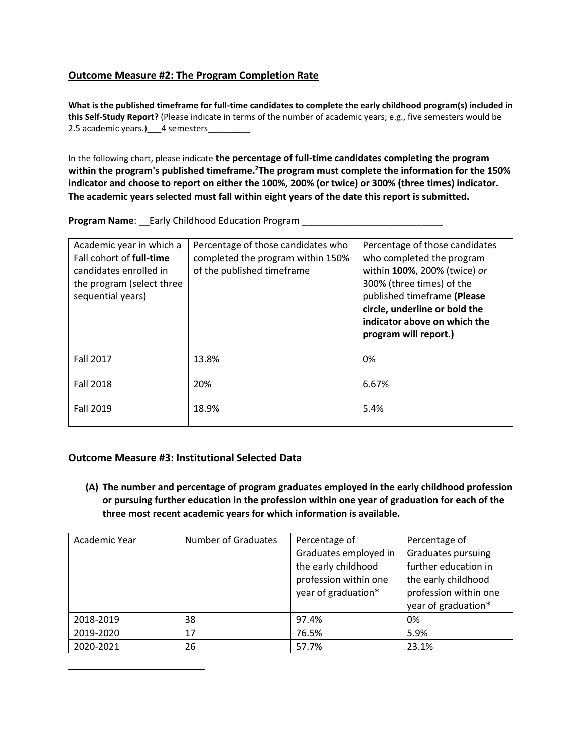## Outcome Measure #2: The Program Completion Rate

**What is the published timeframe for full-time candidates to complete the early childhood program(s) included in this Self-Study Report?** (Please indicate in terms of the number of academic years; e.g., five semesters would be 2.5 academic years.)___4 semesters_________

In the following chart, please indicate **the percentage of full-time candidates completing the program within the program's published timeframe.[2]The program must complete the information for the 150% indicator and choose to report on either the 100%, 200% (or twice) or 300% (three times) indicator. The academic years selected must fall within eight years of the date this report is submitted.**

**Program Name**: __Early Childhood Education Program ____________________________

| Academic year in which a Fall cohort of **full-time** candidates enrolled in the program (select three sequential years) | Percentage of those candidates who completed the program within 150% of the published timeframe | Percentage of those candidates who completed the program within **100%**, 200% (twice) *or* 300% (three times) of the published timeframe **(Please circle, underline or bold the indicator above on which the program will report.)** |
|---|---|---|
| Fall 2017 | 13.8% | 0% |
| Fall 2018 | 20% | 6.67% |
| Fall 2019 | 18.9% | 5.4% |

## Outcome Measure #3: Institutional Selected Data

**(A) The number and percentage of program graduates employed in the early childhood profession or pursuing further education in the profession within one year of graduation for each of the three most recent academic years for which information is available.**

| Academic Year | Number of Graduates | Percentage of Graduates employed in the early childhood profession within one year of graduation* | Percentage of Graduates pursuing further education in the early childhood profession within one year of graduation* |
|---|---|---|---|
| 2018-2019 | 38 | 97.4% | 0% |
| 2019-2020 | 17 | 76.5% | 5.9% |
| 2020-2021 | 26 | 57.7% | 23.1% |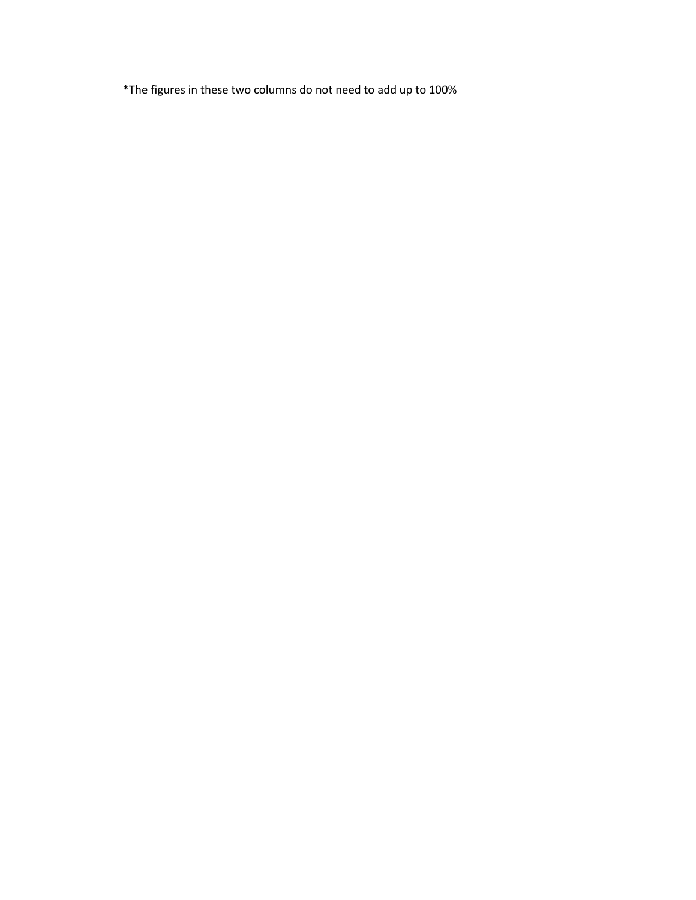*The figures in these two columns do not need to add up to 100%